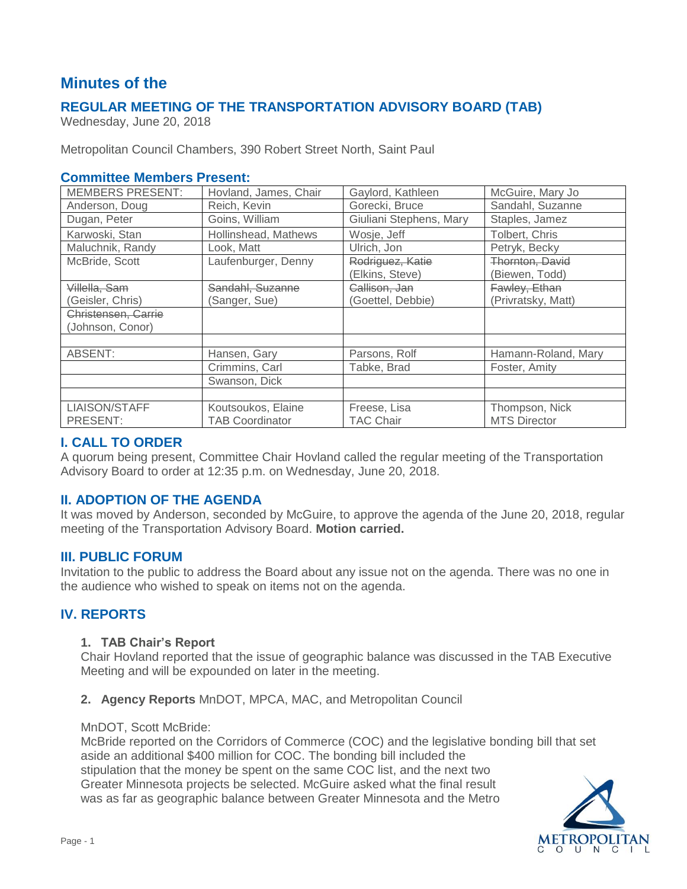# Minutes of the

## REGULAR MEETING OF THE TRANSPORTATION ADVISORY BOARD (TAB)

Wednesday, June 20, 2018

Metropolitan Council Chambers, 390 Robert Street North, Saint Paul

### Committee Members Present:

| MEMBERS PRESENT: | Hovland, James, Chair | Gaylord, Kathleen | McGuire, Mary Jo |
|---|---|---|---|
| Anderson, Doug | Reich, Kevin | Gorecki, Bruce | Sandahl, Suzanne |
| Dugan, Peter | Goins, William | Giuliani Stephens, Mary | Staples, Jamez |
| Karwoski, Stan | Hollinshead, Mathews | Wosje, Jeff | Tolbert, Chris |
| Maluchnik, Randy | Look, Matt | Ulrich, Jon | Petryk, Becky |
| McBride, Scott | Laufenburger, Denny | ~~Rodriguez, Katie~~ (Elkins, Steve) | ~~Thornton, David~~ (Biewen, Todd) |
| ~~Villella, Sam~~ (Geisler, Chris) | ~~Sandahl, Suzanne~~ (Sanger, Sue) | ~~Callison, Jan~~ (Goettel, Debbie) | ~~Fawley, Ethan~~ (Privratsky, Matt) |
| ~~Christensen, Carrie~~ (Johnson, Conor) | | | |
| | | | |
| ABSENT: | Hansen, Gary | Parsons, Rolf | Hamann-Roland, Mary |
| | Crimmins, Carl | Tabke, Brad | Foster, Amity |
| | Swanson, Dick | | |
| | | | |
| LIAISON/STAFF PRESENT: | Koutsoukos, Elaine TAB Coordinator | Freese, Lisa TAC Chair | Thompson, Nick MTS Director |

## I. CALL TO ORDER

A quorum being present, Committee Chair Hovland called the regular meeting of the Transportation Advisory Board to order at 12:35 p.m. on Wednesday, June 20, 2018.

## II. ADOPTION OF THE AGENDA

It was moved by Anderson, seconded by McGuire, to approve the agenda of the June 20, 2018, regular meeting of the Transportation Advisory Board. **Motion carried.**

## III. PUBLIC FORUM

Invitation to the public to address the Board about any issue not on the agenda. There was no one in the audience who wished to speak on items not on the agenda.

## IV. REPORTS

### 1. TAB Chair's Report

Chair Hovland reported that the issue of geographic balance was discussed in the TAB Executive Meeting and will be expounded on later in the meeting.

### 2. Agency Reports MnDOT, MPCA, MAC, and Metropolitan Council

MnDOT, Scott McBride:

McBride reported on the Corridors of Commerce (COC) and the legislative bonding bill that set aside an additional $400 million for COC. The bonding bill included the stipulation that the money be spent on the same COC list, and the next two Greater Minnesota projects be selected. McGuire asked what the final result was as far as geographic balance between Greater Minnesota and the Metro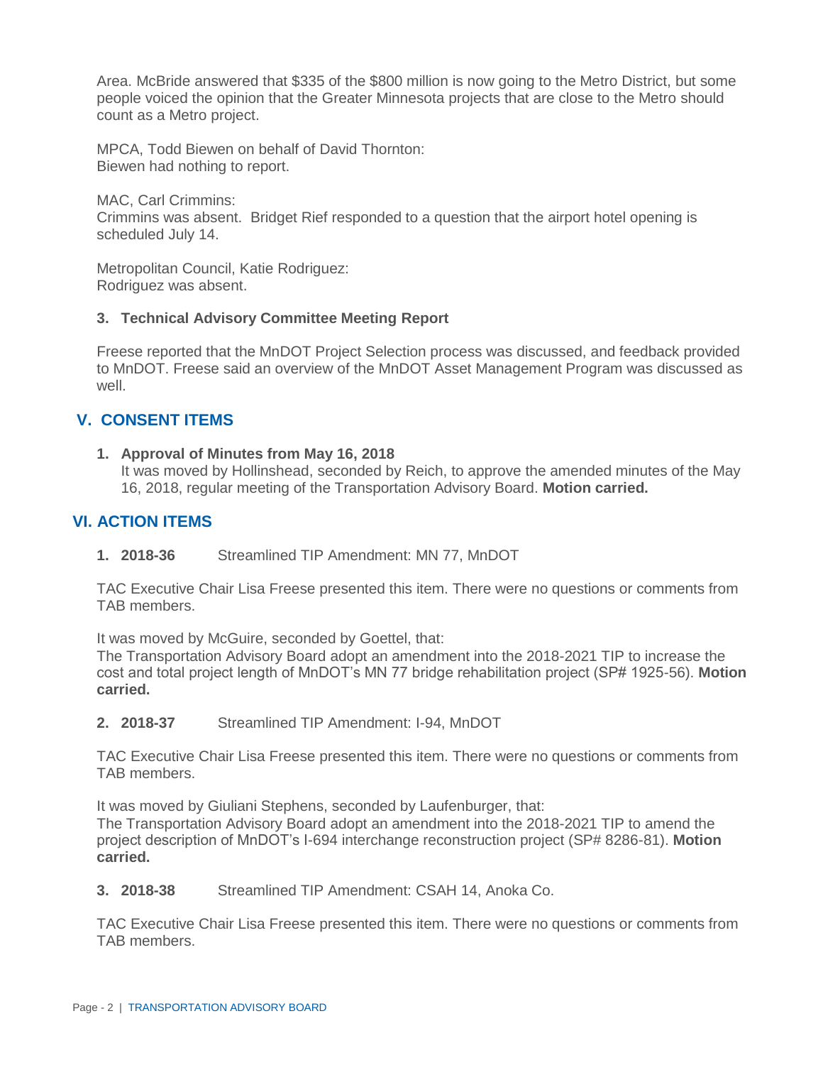Area. McBride answered that $335 of the $800 million is now going to the Metro District, but some people voiced the opinion that the Greater Minnesota projects that are close to the Metro should count as a Metro project.

MPCA, Todd Biewen on behalf of David Thornton:
Biewen had nothing to report.

MAC, Carl Crimmins:
Crimmins was absent. Bridget Rief responded to a question that the airport hotel opening is scheduled July 14.

Metropolitan Council, Katie Rodriguez:
Rodriguez was absent.

**3. Technical Advisory Committee Meeting Report**

Freese reported that the MnDOT Project Selection process was discussed, and feedback provided to MnDOT. Freese said an overview of the MnDOT Asset Management Program was discussed as well.

## V. CONSENT ITEMS

**1. Approval of Minutes from May 16, 2018**
It was moved by Hollinshead, seconded by Reich, to approve the amended minutes of the May 16, 2018, regular meeting of the Transportation Advisory Board. **Motion carried.**

## VI. ACTION ITEMS

**1. 2018-36** Streamlined TIP Amendment: MN 77, MnDOT

TAC Executive Chair Lisa Freese presented this item. There were no questions or comments from TAB members.

It was moved by McGuire, seconded by Goettel, that:
The Transportation Advisory Board adopt an amendment into the 2018-2021 TIP to increase the cost and total project length of MnDOT's MN 77 bridge rehabilitation project (SP# 1925-56). **Motion carried.**

**2. 2018-37** Streamlined TIP Amendment: I-94, MnDOT

TAC Executive Chair Lisa Freese presented this item. There were no questions or comments from TAB members.

It was moved by Giuliani Stephens, seconded by Laufenburger, that:
The Transportation Advisory Board adopt an amendment into the 2018-2021 TIP to amend the project description of MnDOT's I-694 interchange reconstruction project (SP# 8286-81). **Motion carried.**

**3. 2018-38** Streamlined TIP Amendment: CSAH 14, Anoka Co.

TAC Executive Chair Lisa Freese presented this item. There were no questions or comments from TAB members.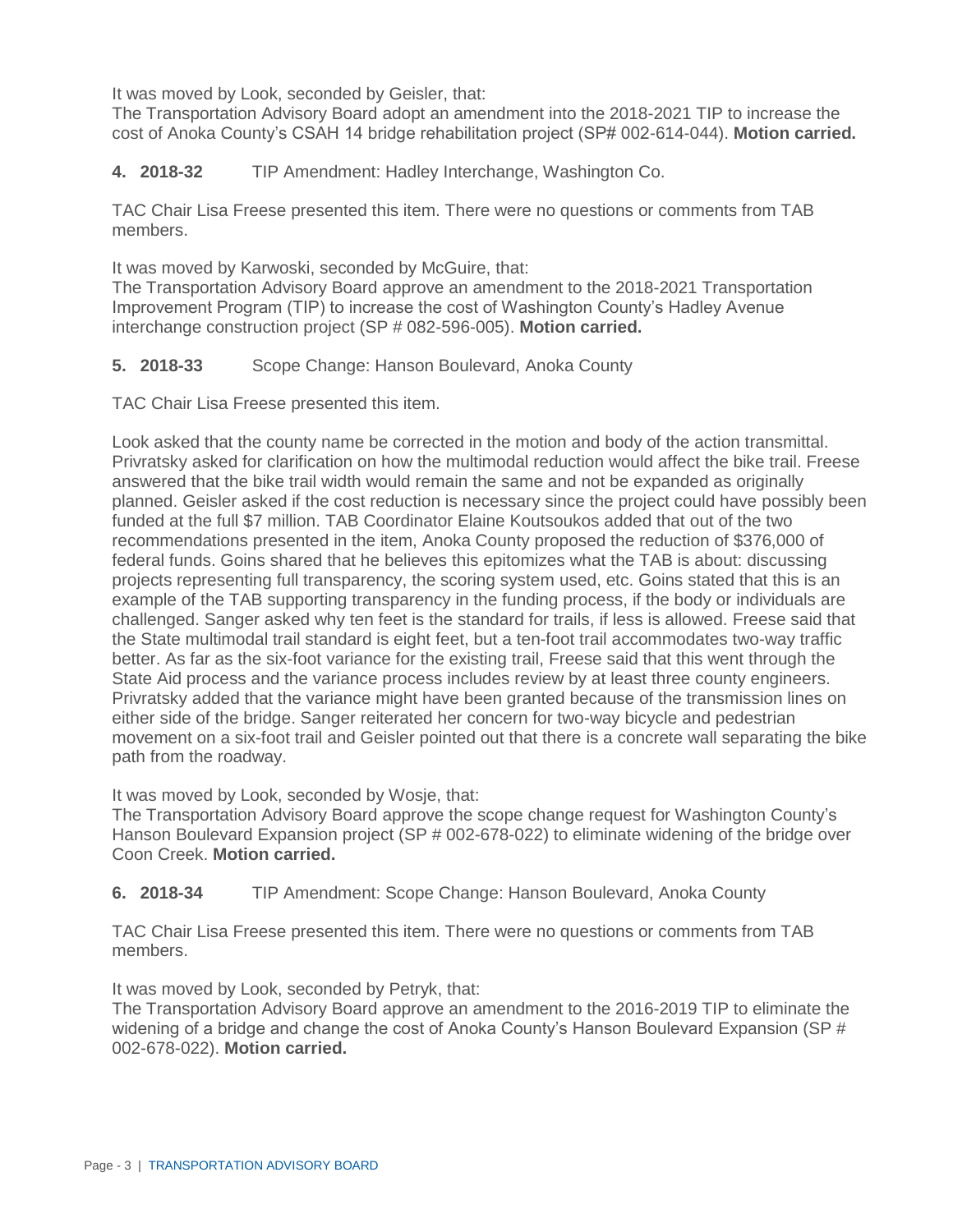It was moved by Look, seconded by Geisler, that:
The Transportation Advisory Board adopt an amendment into the 2018-2021 TIP to increase the cost of Anoka County's CSAH 14 bridge rehabilitation project (SP# 002-614-044). **Motion carried.**

**4. 2018-32** TIP Amendment: Hadley Interchange, Washington Co.

TAC Chair Lisa Freese presented this item. There were no questions or comments from TAB members.

It was moved by Karwoski, seconded by McGuire, that:
The Transportation Advisory Board approve an amendment to the 2018-2021 Transportation Improvement Program (TIP) to increase the cost of Washington County's Hadley Avenue interchange construction project (SP # 082-596-005). **Motion carried.**

**5. 2018-33** Scope Change: Hanson Boulevard, Anoka County

TAC Chair Lisa Freese presented this item.

Look asked that the county name be corrected in the motion and body of the action transmittal. Privratsky asked for clarification on how the multimodal reduction would affect the bike trail. Freese answered that the bike trail width would remain the same and not be expanded as originally planned. Geisler asked if the cost reduction is necessary since the project could have possibly been funded at the full $7 million. TAB Coordinator Elaine Koutsoukos added that out of the two recommendations presented in the item, Anoka County proposed the reduction of $376,000 of federal funds. Goins shared that he believes this epitomizes what the TAB is about: discussing projects representing full transparency, the scoring system used, etc. Goins stated that this is an example of the TAB supporting transparency in the funding process, if the body or individuals are challenged. Sanger asked why ten feet is the standard for trails, if less is allowed. Freese said that the State multimodal trail standard is eight feet, but a ten-foot trail accommodates two-way traffic better. As far as the six-foot variance for the existing trail, Freese said that this went through the State Aid process and the variance process includes review by at least three county engineers. Privratsky added that the variance might have been granted because of the transmission lines on either side of the bridge. Sanger reiterated her concern for two-way bicycle and pedestrian movement on a six-foot trail and Geisler pointed out that there is a concrete wall separating the bike path from the roadway.

It was moved by Look, seconded by Wosje, that:
The Transportation Advisory Board approve the scope change request for Washington County's Hanson Boulevard Expansion project (SP # 002-678-022) to eliminate widening of the bridge over Coon Creek. **Motion carried.**

**6. 2018-34** TIP Amendment: Scope Change: Hanson Boulevard, Anoka County

TAC Chair Lisa Freese presented this item. There were no questions or comments from TAB members.

It was moved by Look, seconded by Petryk, that:
The Transportation Advisory Board approve an amendment to the 2016-2019 TIP to eliminate the widening of a bridge and change the cost of Anoka County's Hanson Boulevard Expansion (SP # 002-678-022). **Motion carried.**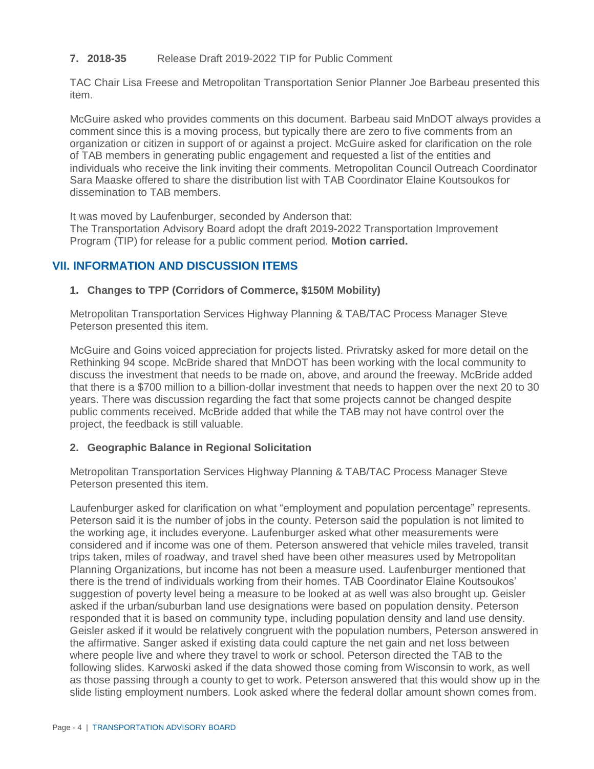**7. 2018-35** Release Draft 2019-2022 TIP for Public Comment

TAC Chair Lisa Freese and Metropolitan Transportation Senior Planner Joe Barbeau presented this item.

McGuire asked who provides comments on this document. Barbeau said MnDOT always provides a comment since this is a moving process, but typically there are zero to five comments from an organization or citizen in support of or against a project. McGuire asked for clarification on the role of TAB members in generating public engagement and requested a list of the entities and individuals who receive the link inviting their comments. Metropolitan Council Outreach Coordinator Sara Maaske offered to share the distribution list with TAB Coordinator Elaine Koutsoukos for dissemination to TAB members.

It was moved by Laufenburger, seconded by Anderson that:
The Transportation Advisory Board adopt the draft 2019-2022 Transportation Improvement Program (TIP) for release for a public comment period. **Motion carried.**

## VII. INFORMATION AND DISCUSSION ITEMS

**1. Changes to TPP (Corridors of Commerce, $150M Mobility)**

Metropolitan Transportation Services Highway Planning & TAB/TAC Process Manager Steve Peterson presented this item.

McGuire and Goins voiced appreciation for projects listed. Privratsky asked for more detail on the Rethinking 94 scope. McBride shared that MnDOT has been working with the local community to discuss the investment that needs to be made on, above, and around the freeway. McBride added that there is a $700 million to a billion-dollar investment that needs to happen over the next 20 to 30 years. There was discussion regarding the fact that some projects cannot be changed despite public comments received. McBride added that while the TAB may not have control over the project, the feedback is still valuable.

**2. Geographic Balance in Regional Solicitation**

Metropolitan Transportation Services Highway Planning & TAB/TAC Process Manager Steve Peterson presented this item.

Laufenburger asked for clarification on what "employment and population percentage" represents. Peterson said it is the number of jobs in the county. Peterson said the population is not limited to the working age, it includes everyone. Laufenburger asked what other measurements were considered and if income was one of them. Peterson answered that vehicle miles traveled, transit trips taken, miles of roadway, and travel shed have been other measures used by Metropolitan Planning Organizations, but income has not been a measure used. Laufenburger mentioned that there is the trend of individuals working from their homes. TAB Coordinator Elaine Koutsoukos' suggestion of poverty level being a measure to be looked at as well was also brought up. Geisler asked if the urban/suburban land use designations were based on population density. Peterson responded that it is based on community type, including population density and land use density. Geisler asked if it would be relatively congruent with the population numbers, Peterson answered in the affirmative. Sanger asked if existing data could capture the net gain and net loss between where people live and where they travel to work or school. Peterson directed the TAB to the following slides. Karwoski asked if the data showed those coming from Wisconsin to work, as well as those passing through a county to get to work. Peterson answered that this would show up in the slide listing employment numbers. Look asked where the federal dollar amount shown comes from.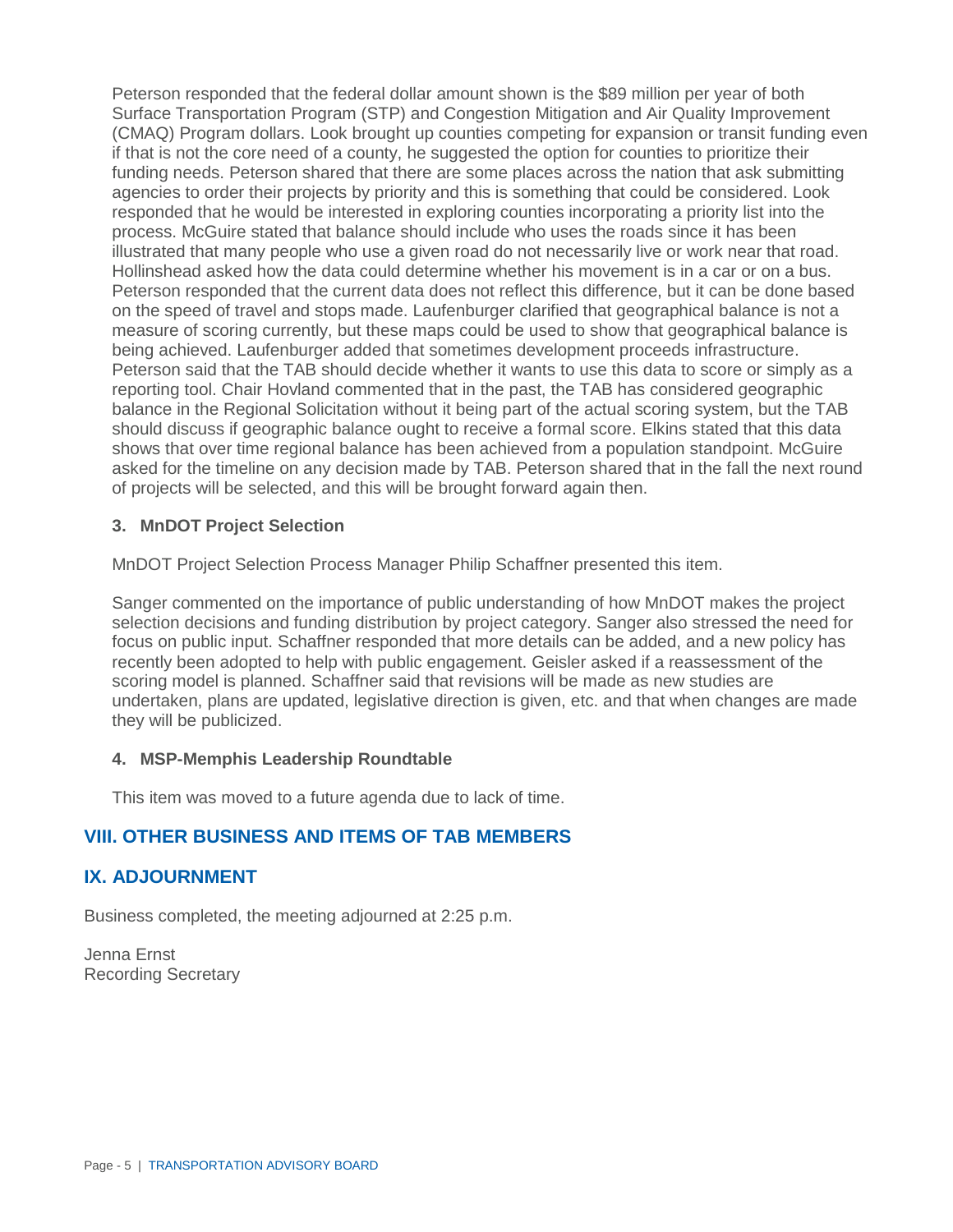Peterson responded that the federal dollar amount shown is the $89 million per year of both Surface Transportation Program (STP) and Congestion Mitigation and Air Quality Improvement (CMAQ) Program dollars. Look brought up counties competing for expansion or transit funding even if that is not the core need of a county, he suggested the option for counties to prioritize their funding needs. Peterson shared that there are some places across the nation that ask submitting agencies to order their projects by priority and this is something that could be considered. Look responded that he would be interested in exploring counties incorporating a priority list into the process. McGuire stated that balance should include who uses the roads since it has been illustrated that many people who use a given road do not necessarily live or work near that road. Hollinshead asked how the data could determine whether his movement is in a car or on a bus. Peterson responded that the current data does not reflect this difference, but it can be done based on the speed of travel and stops made. Laufenburger clarified that geographical balance is not a measure of scoring currently, but these maps could be used to show that geographical balance is being achieved. Laufenburger added that sometimes development proceeds infrastructure. Peterson said that the TAB should decide whether it wants to use this data to score or simply as a reporting tool. Chair Hovland commented that in the past, the TAB has considered geographic balance in the Regional Solicitation without it being part of the actual scoring system, but the TAB should discuss if geographic balance ought to receive a formal score. Elkins stated that this data shows that over time regional balance has been achieved from a population standpoint. McGuire asked for the timeline on any decision made by TAB. Peterson shared that in the fall the next round of projects will be selected, and this will be brought forward again then.

### 3. MnDOT Project Selection

MnDOT Project Selection Process Manager Philip Schaffner presented this item.

Sanger commented on the importance of public understanding of how MnDOT makes the project selection decisions and funding distribution by project category. Sanger also stressed the need for focus on public input. Schaffner responded that more details can be added, and a new policy has recently been adopted to help with public engagement. Geisler asked if a reassessment of the scoring model is planned. Schaffner said that revisions will be made as new studies are undertaken, plans are updated, legislative direction is given, etc. and that when changes are made they will be publicized.

### 4. MSP-Memphis Leadership Roundtable

This item was moved to a future agenda due to lack of time.

## VIII. OTHER BUSINESS AND ITEMS OF TAB MEMBERS

## IX. ADJOURNMENT

Business completed, the meeting adjourned at 2:25 p.m.

Jenna Ernst
Recording Secretary